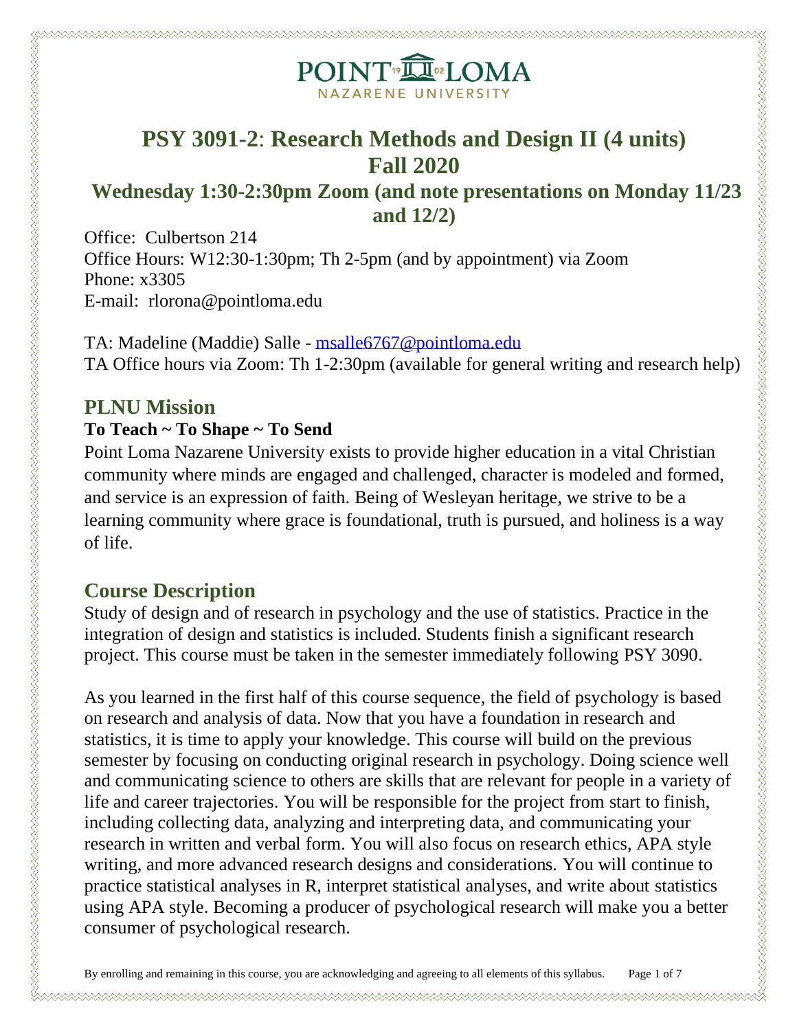# PSY 3091-2: Research Methods and Design II (4 units) Fall 2020

## Wednesday 1:30-2:30pm Zoom (and note presentations on Monday 11/23 and 12/2)

Office: Culbertson 214
Office Hours: W12:30-1:30pm; Th 2-5pm (and by appointment) via Zoom
Phone: x3305
E-mail: rlorona@pointloma.edu

TA: Madeline (Maddie) Salle - msalle6767@pointloma.edu
TA Office hours via Zoom: Th 1-2:30pm (available for general writing and research help)

## PLNU Mission

**To Teach ~ To Shape ~ To Send**

Point Loma Nazarene University exists to provide higher education in a vital Christian community where minds are engaged and challenged, character is modeled and formed, and service is an expression of faith. Being of Wesleyan heritage, we strive to be a learning community where grace is foundational, truth is pursued, and holiness is a way of life.

## Course Description

Study of design and of research in psychology and the use of statistics. Practice in the integration of design and statistics is included. Students finish a significant research project. This course must be taken in the semester immediately following PSY 3090.

As you learned in the first half of this course sequence, the field of psychology is based on research and analysis of data. Now that you have a foundation in research and statistics, it is time to apply your knowledge. This course will build on the previous semester by focusing on conducting original research in psychology. Doing science well and communicating science to others are skills that are relevant for people in a variety of life and career trajectories. You will be responsible for the project from start to finish, including collecting data, analyzing and interpreting data, and communicating your research in written and verbal form. You will also focus on research ethics, APA style writing, and more advanced research designs and considerations. You will continue to practice statistical analyses in R, interpret statistical analyses, and write about statistics using APA style. Becoming a producer of psychological research will make you a better consumer of psychological research.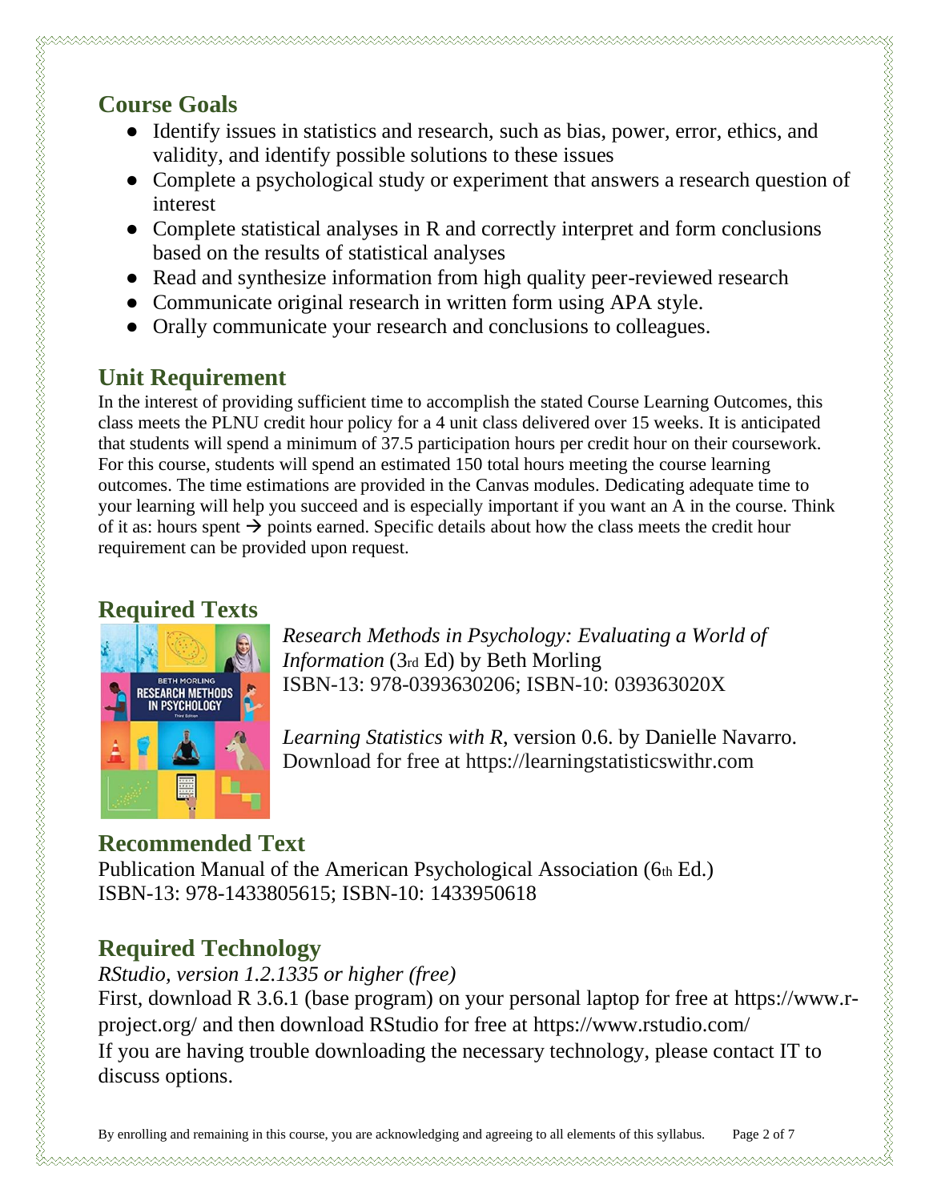## Course Goals

- Identify issues in statistics and research, such as bias, power, error, ethics, and validity, and identify possible solutions to these issues
- Complete a psychological study or experiment that answers a research question of interest
- Complete statistical analyses in R and correctly interpret and form conclusions based on the results of statistical analyses
- Read and synthesize information from high quality peer-reviewed research
- Communicate original research in written form using APA style.
- Orally communicate your research and conclusions to colleagues.

## Unit Requirement

In the interest of providing sufficient time to accomplish the stated Course Learning Outcomes, this class meets the PLNU credit hour policy for a 4 unit class delivered over 15 weeks. It is anticipated that students will spend a minimum of 37.5 participation hours per credit hour on their coursework. For this course, students will spend an estimated 150 total hours meeting the course learning outcomes. The time estimations are provided in the Canvas modules. Dedicating adequate time to your learning will help you succeed and is especially important if you want an A in the course. Think of it as: hours spent → points earned. Specific details about how the class meets the credit hour requirement can be provided upon request.

## Required Texts

*Research Methods in Psychology: Evaluating a World of Information* (3rd Ed) by Beth Morling
ISBN-13: 978-0393630206; ISBN-10: 039363020X

*Learning Statistics with R*, version 0.6. by Danielle Navarro.
Download for free at https://learningstatisticswithr.com

## Recommended Text

Publication Manual of the American Psychological Association (6th Ed.)
ISBN-13: 978-1433805615; ISBN-10: 1433950618

## Required Technology

*RStudio, version 1.2.1335 or higher (free)*

First, download R 3.6.1 (base program) on your personal laptop for free at https://www.r-project.org/ and then download RStudio for free at https://www.rstudio.com/

If you are having trouble downloading the necessary technology, please contact IT to discuss options.

By enrolling and remaining in this course, you are acknowledging and agreeing to all elements of this syllabus.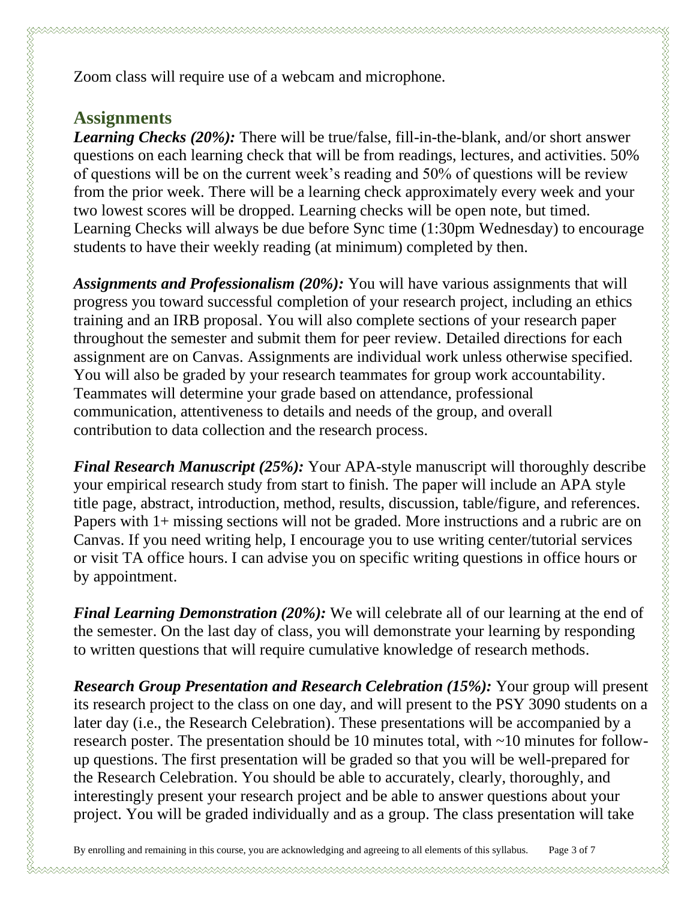Zoom class will require use of a webcam and microphone.

## Assignments

***Learning Checks (20%):*** There will be true/false, fill-in-the-blank, and/or short answer questions on each learning check that will be from readings, lectures, and activities. 50% of questions will be on the current week's reading and 50% of questions will be review from the prior week. There will be a learning check approximately every week and your two lowest scores will be dropped. Learning checks will be open note, but timed. Learning Checks will always be due before Sync time (1:30pm Wednesday) to encourage students to have their weekly reading (at minimum) completed by then.

***Assignments and Professionalism (20%):*** You will have various assignments that will progress you toward successful completion of your research project, including an ethics training and an IRB proposal. You will also complete sections of your research paper throughout the semester and submit them for peer review. Detailed directions for each assignment are on Canvas. Assignments are individual work unless otherwise specified. You will also be graded by your research teammates for group work accountability. Teammates will determine your grade based on attendance, professional communication, attentiveness to details and needs of the group, and overall contribution to data collection and the research process.

***Final Research Manuscript (25%):*** Your APA-style manuscript will thoroughly describe your empirical research study from start to finish. The paper will include an APA style title page, abstract, introduction, method, results, discussion, table/figure, and references. Papers with 1+ missing sections will not be graded. More instructions and a rubric are on Canvas. If you need writing help, I encourage you to use writing center/tutorial services or visit TA office hours. I can advise you on specific writing questions in office hours or by appointment.

***Final Learning Demonstration (20%):*** We will celebrate all of our learning at the end of the semester. On the last day of class, you will demonstrate your learning by responding to written questions that will require cumulative knowledge of research methods.

***Research Group Presentation and Research Celebration (15%):*** Your group will present its research project to the class on one day, and will present to the PSY 3090 students on a later day (i.e., the Research Celebration). These presentations will be accompanied by a research poster. The presentation should be 10 minutes total, with ~10 minutes for follow-up questions. The first presentation will be graded so that you will be well-prepared for the Research Celebration. You should be able to accurately, clearly, thoroughly, and interestingly present your research project and be able to answer questions about your project. You will be graded individually and as a group. The class presentation will take

By enrolling and remaining in this course, you are acknowledging and agreeing to all elements of this syllabus.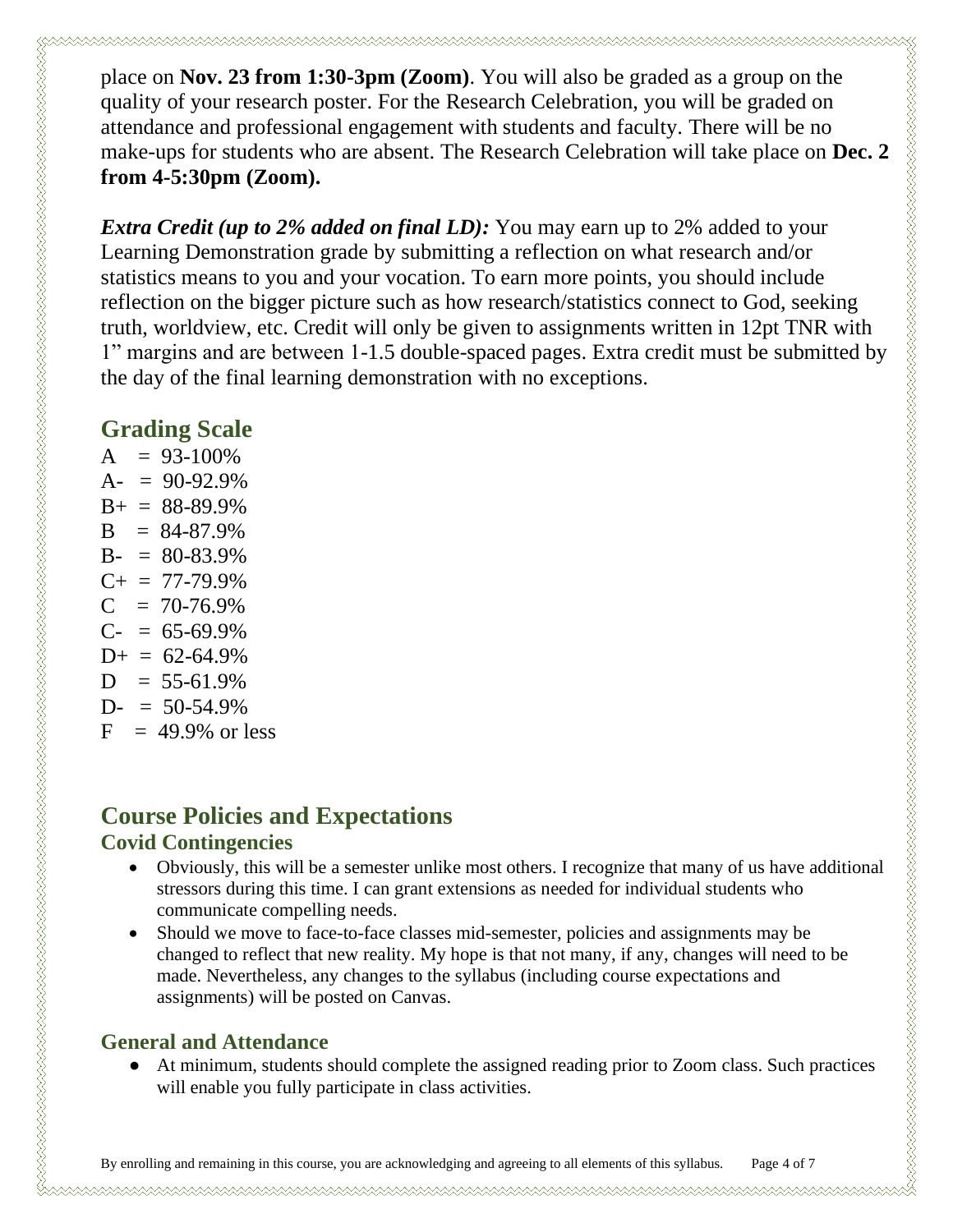place on **Nov. 23 from 1:30-3pm (Zoom)**. You will also be graded as a group on the quality of your research poster. For the Research Celebration, you will be graded on attendance and professional engagement with students and faculty. There will be no make-ups for students who are absent. The Research Celebration will take place on **Dec. 2 from 4-5:30pm (Zoom).**

***Extra Credit (up to 2% added on final LD):*** You may earn up to 2% added to your Learning Demonstration grade by submitting a reflection on what research and/or statistics means to you and your vocation. To earn more points, you should include reflection on the bigger picture such as how research/statistics connect to God, seeking truth, worldview, etc. Credit will only be given to assignments written in 12pt TNR with 1" margins and are between 1-1.5 double-spaced pages. Extra credit must be submitted by the day of the final learning demonstration with no exceptions.

## Grading Scale

A = 93-100%
A- = 90-92.9%
B+ = 88-89.9%
B = 84-87.9%
B- = 80-83.9%
C+ = 77-79.9%
C = 70-76.9%
C- = 65-69.9%
D+ = 62-64.9%
D = 55-61.9%
D- = 50-54.9%
F = 49.9% or less

## Course Policies and Expectations

### Covid Contingencies

- Obviously, this will be a semester unlike most others. I recognize that many of us have additional stressors during this time. I can grant extensions as needed for individual students who communicate compelling needs.
- Should we move to face-to-face classes mid-semester, policies and assignments may be changed to reflect that new reality. My hope is that not many, if any, changes will need to be made. Nevertheless, any changes to the syllabus (including course expectations and assignments) will be posted on Canvas.

### General and Attendance

- At minimum, students should complete the assigned reading prior to Zoom class. Such practices will enable you fully participate in class activities.

By enrolling and remaining in this course, you are acknowledging and agreeing to all elements of this syllabus.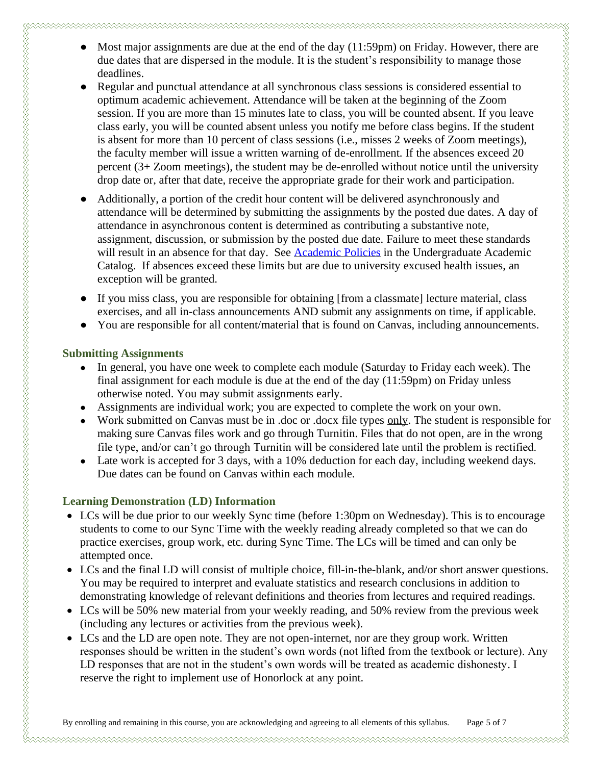- Most major assignments are due at the end of the day (11:59pm) on Friday. However, there are due dates that are dispersed in the module. It is the student's responsibility to manage those deadlines.
- Regular and punctual attendance at all synchronous class sessions is considered essential to optimum academic achievement. Attendance will be taken at the beginning of the Zoom session. If you are more than 15 minutes late to class, you will be counted absent. If you leave class early, you will be counted absent unless you notify me before class begins. If the student is absent for more than 10 percent of class sessions (i.e., misses 2 weeks of Zoom meetings), the faculty member will issue a written warning of de-enrollment. If the absences exceed 20 percent (3+ Zoom meetings), the student may be de-enrolled without notice until the university drop date or, after that date, receive the appropriate grade for their work and participation.
- Additionally, a portion of the credit hour content will be delivered asynchronously and attendance will be determined by submitting the assignments by the posted due dates. A day of attendance in asynchronous content is determined as contributing a substantive note, assignment, discussion, or submission by the posted due date. Failure to meet these standards will result in an absence for that day. See [Academic Policies] in the Undergraduate Academic Catalog. If absences exceed these limits but are due to university excused health issues, an exception will be granted.
- If you miss class, you are responsible for obtaining [from a classmate] lecture material, class exercises, and all in-class announcements AND submit any assignments on time, if applicable.
- You are responsible for all content/material that is found on Canvas, including announcements.

### Submitting Assignments

- In general, you have one week to complete each module (Saturday to Friday each week). The final assignment for each module is due at the end of the day (11:59pm) on Friday unless otherwise noted. You may submit assignments early.
- Assignments are individual work; you are expected to complete the work on your own.
- Work submitted on Canvas must be in .doc or .docx file types only. The student is responsible for making sure Canvas files work and go through Turnitin. Files that do not open, are in the wrong file type, and/or can't go through Turnitin will be considered late until the problem is rectified.
- Late work is accepted for 3 days, with a 10% deduction for each day, including weekend days. Due dates can be found on Canvas within each module.

### Learning Demonstration (LD) Information

- LCs will be due prior to our weekly Sync time (before 1:30pm on Wednesday). This is to encourage students to come to our Sync Time with the weekly reading already completed so that we can do practice exercises, group work, etc. during Sync Time. The LCs will be timed and can only be attempted once.
- LCs and the final LD will consist of multiple choice, fill-in-the-blank, and/or short answer questions. You may be required to interpret and evaluate statistics and research conclusions in addition to demonstrating knowledge of relevant definitions and theories from lectures and required readings.
- LCs will be 50% new material from your weekly reading, and 50% review from the previous week (including any lectures or activities from the previous week).
- LCs and the LD are open note. They are not open-internet, nor are they group work. Written responses should be written in the student's own words (not lifted from the textbook or lecture). Any LD responses that are not in the student's own words will be treated as academic dishonesty. I reserve the right to implement use of Honorlock at any point.

By enrolling and remaining in this course, you are acknowledging and agreeing to all elements of this syllabus.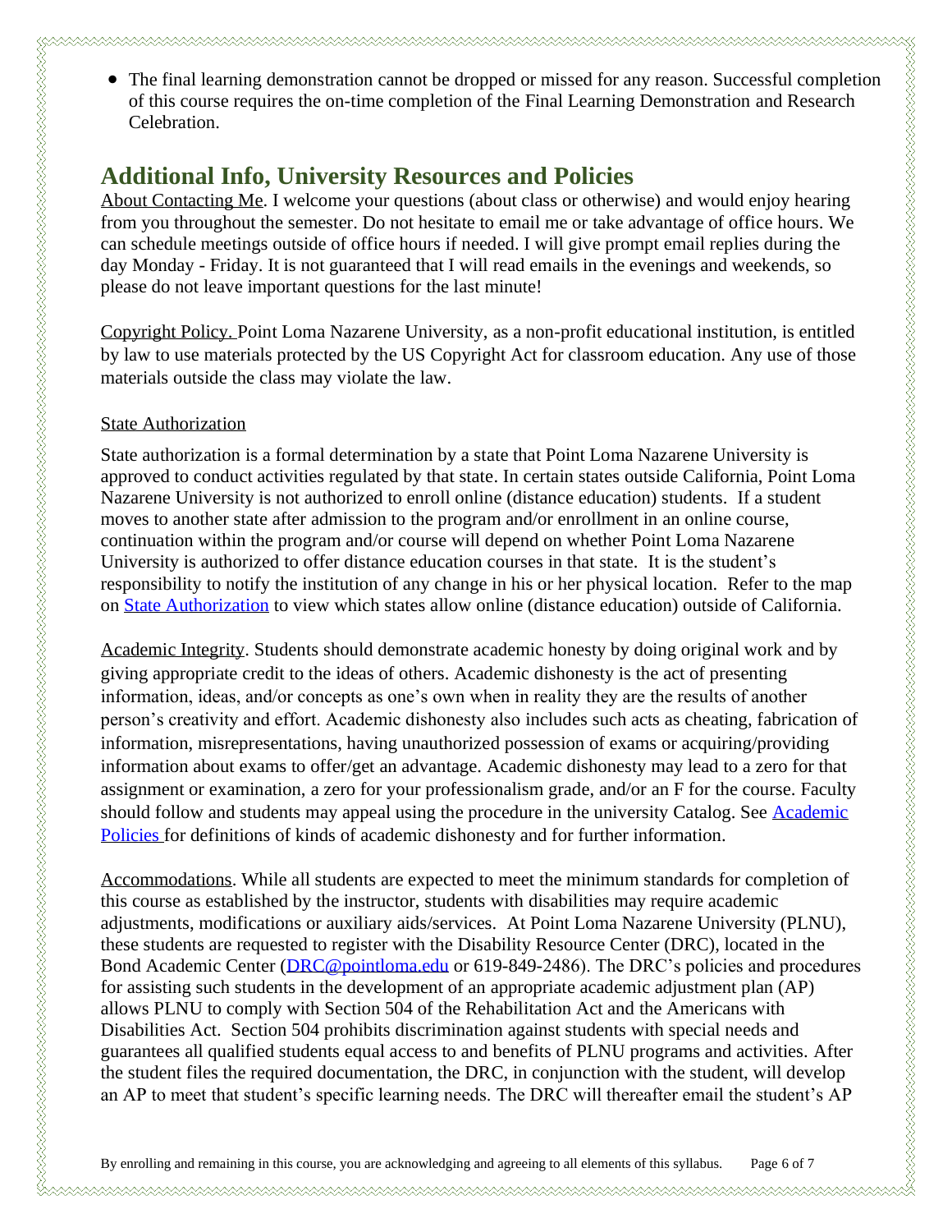- The final learning demonstration cannot be dropped or missed for any reason. Successful completion of this course requires the on-time completion of the Final Learning Demonstration and Research Celebration.

## Additional Info, University Resources and Policies

About Contacting Me. I welcome your questions (about class or otherwise) and would enjoy hearing from you throughout the semester. Do not hesitate to email me or take advantage of office hours. We can schedule meetings outside of office hours if needed. I will give prompt email replies during the day Monday - Friday. It is not guaranteed that I will read emails in the evenings and weekends, so please do not leave important questions for the last minute!

Copyright Policy. Point Loma Nazarene University, as a non-profit educational institution, is entitled by law to use materials protected by the US Copyright Act for classroom education. Any use of those materials outside the class may violate the law.

State Authorization

State authorization is a formal determination by a state that Point Loma Nazarene University is approved to conduct activities regulated by that state. In certain states outside California, Point Loma Nazarene University is not authorized to enroll online (distance education) students. If a student moves to another state after admission to the program and/or enrollment in an online course, continuation within the program and/or course will depend on whether Point Loma Nazarene University is authorized to offer distance education courses in that state. It is the student's responsibility to notify the institution of any change in his or her physical location. Refer to the map on State Authorization to view which states allow online (distance education) outside of California.

Academic Integrity. Students should demonstrate academic honesty by doing original work and by giving appropriate credit to the ideas of others. Academic dishonesty is the act of presenting information, ideas, and/or concepts as one's own when in reality they are the results of another person's creativity and effort. Academic dishonesty also includes such acts as cheating, fabrication of information, misrepresentations, having unauthorized possession of exams or acquiring/providing information about exams to offer/get an advantage. Academic dishonesty may lead to a zero for that assignment or examination, a zero for your professionalism grade, and/or an F for the course. Faculty should follow and students may appeal using the procedure in the university Catalog. See Academic Policies for definitions of kinds of academic dishonesty and for further information.

Accommodations. While all students are expected to meet the minimum standards for completion of this course as established by the instructor, students with disabilities may require academic adjustments, modifications or auxiliary aids/services. At Point Loma Nazarene University (PLNU), these students are requested to register with the Disability Resource Center (DRC), located in the Bond Academic Center (DRC@pointloma.edu or 619-849-2486). The DRC's policies and procedures for assisting such students in the development of an appropriate academic adjustment plan (AP) allows PLNU to comply with Section 504 of the Rehabilitation Act and the Americans with Disabilities Act. Section 504 prohibits discrimination against students with special needs and guarantees all qualified students equal access to and benefits of PLNU programs and activities. After the student files the required documentation, the DRC, in conjunction with the student, will develop an AP to meet that student's specific learning needs. The DRC will thereafter email the student's AP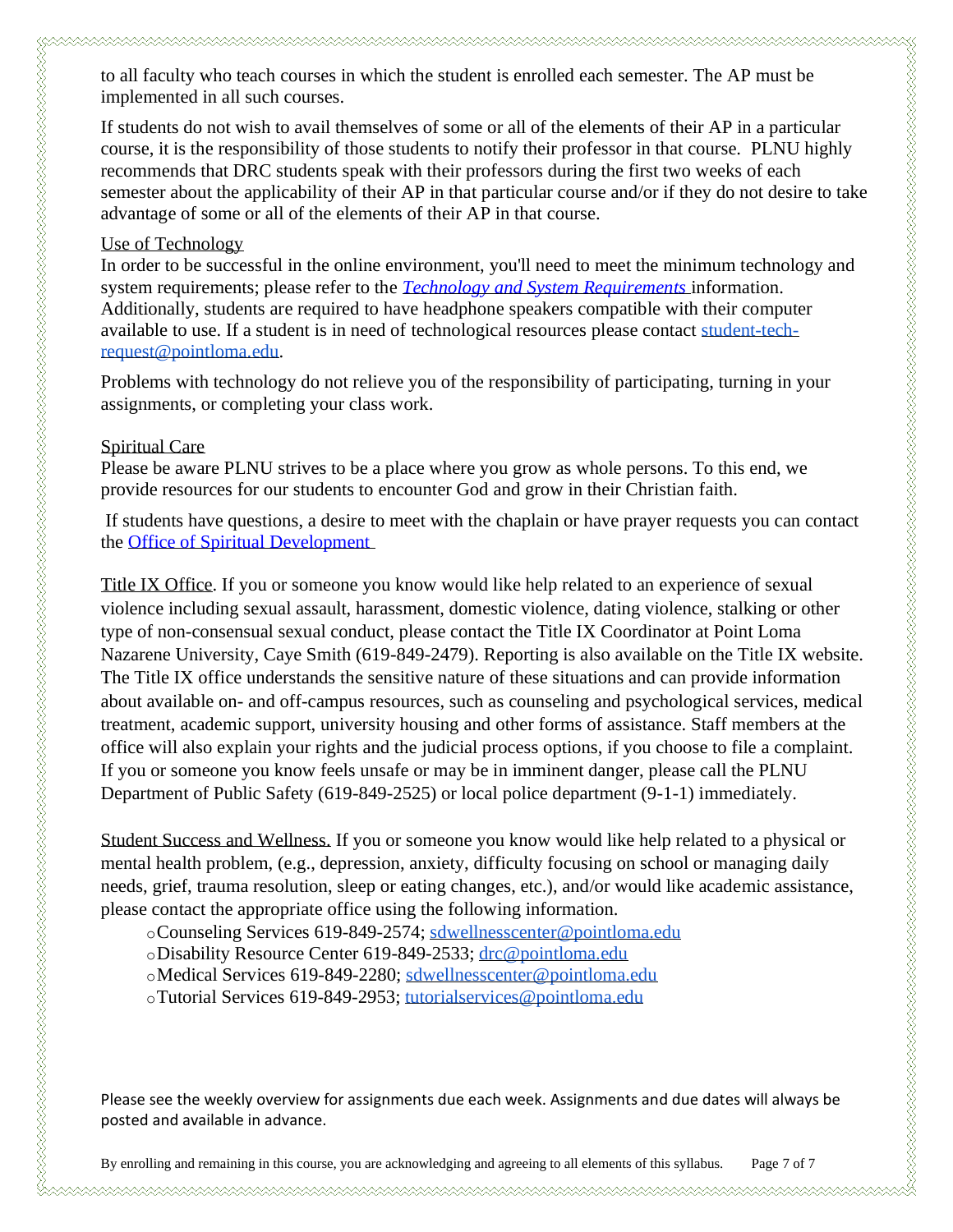to all faculty who teach courses in which the student is enrolled each semester. The AP must be implemented in all such courses.

If students do not wish to avail themselves of some or all of the elements of their AP in a particular course, it is the responsibility of those students to notify their professor in that course. PLNU highly recommends that DRC students speak with their professors during the first two weeks of each semester about the applicability of their AP in that particular course and/or if they do not desire to take advantage of some or all of the elements of their AP in that course.

Use of Technology

In order to be successful in the online environment, you'll need to meet the minimum technology and system requirements; please refer to the *Technology and System Requirements* information. Additionally, students are required to have headphone speakers compatible with their computer available to use. If a student is in need of technological resources please contact student-tech-request@pointloma.edu.

Problems with technology do not relieve you of the responsibility of participating, turning in your assignments, or completing your class work.

Spiritual Care

Please be aware PLNU strives to be a place where you grow as whole persons. To this end, we provide resources for our students to encounter God and grow in their Christian faith.

If students have questions, a desire to meet with the chaplain or have prayer requests you can contact the Office of Spiritual Development

Title IX Office. If you or someone you know would like help related to an experience of sexual violence including sexual assault, harassment, domestic violence, dating violence, stalking or other type of non-consensual sexual conduct, please contact the Title IX Coordinator at Point Loma Nazarene University, Caye Smith (619-849-2479). Reporting is also available on the Title IX website. The Title IX office understands the sensitive nature of these situations and can provide information about available on- and off-campus resources, such as counseling and psychological services, medical treatment, academic support, university housing and other forms of assistance. Staff members at the office will also explain your rights and the judicial process options, if you choose to file a complaint. If you or someone you know feels unsafe or may be in imminent danger, please call the PLNU Department of Public Safety (619-849-2525) or local police department (9-1-1) immediately.

Student Success and Wellness. If you or someone you know would like help related to a physical or mental health problem, (e.g., depression, anxiety, difficulty focusing on school or managing daily needs, grief, trauma resolution, sleep or eating changes, etc.), and/or would like academic assistance, please contact the appropriate office using the following information.

- Counseling Services 619-849-2574; sdwellnesscenter@pointloma.edu
- Disability Resource Center 619-849-2533; drc@pointloma.edu
- Medical Services 619-849-2280; sdwellnesscenter@pointloma.edu
- Tutorial Services 619-849-2953; tutorialservices@pointloma.edu

Please see the weekly overview for assignments due each week. Assignments and due dates will always be posted and available in advance.

By enrolling and remaining in this course, you are acknowledging and agreeing to all elements of this syllabus.